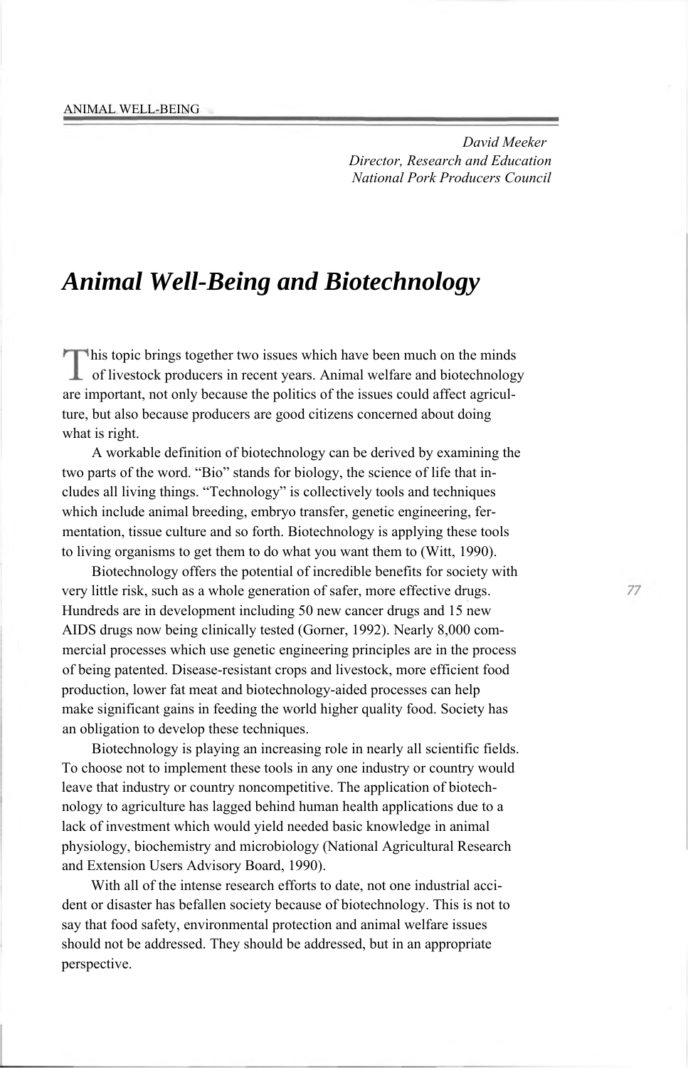*David Meeker*
*Director, Research and Education*
*National Pork Producers Council*

# *Animal Well-Being and Biotechnology*

This topic brings together two issues which have been much on the minds of livestock producers in recent years. Animal welfare and biotechnology are important, not only because the politics of the issues could affect agriculture, but also because producers are good citizens concerned about doing what is right.

A workable definition of biotechnology can be derived by examining the two parts of the word. "Bio" stands for biology, the science of life that includes all living things. "Technology" is collectively tools and techniques which include animal breeding, embryo transfer, genetic engineering, fermentation, tissue culture and so forth. Biotechnology is applying these tools to living organisms to get them to do what you want them to (Witt, 1990).

Biotechnology offers the potential of incredible benefits for society with very little risk, such as a whole generation of safer, more effective drugs. Hundreds are in development including 50 new cancer drugs and 15 new AIDS drugs now being clinically tested (Gorner, 1992). Nearly 8,000 commercial processes which use genetic engineering principles are in the process of being patented. Disease-resistant crops and livestock, more efficient food production, lower fat meat and biotechnology-aided processes can help make significant gains in feeding the world higher quality food. Society has an obligation to develop these techniques.

Biotechnology is playing an increasing role in nearly all scientific fields. To choose not to implement these tools in any one industry or country would leave that industry or country noncompetitive. The application of biotechnology to agriculture has lagged behind human health applications due to a lack of investment which would yield needed basic knowledge in animal physiology, biochemistry and microbiology (National Agricultural Research and Extension Users Advisory Board, 1990).

With all of the intense research efforts to date, not one industrial accident or disaster has befallen society because of biotechnology. This is not to say that food safety, environmental protection and animal welfare issues should not be addressed. They should be addressed, but in an appropriate perspective.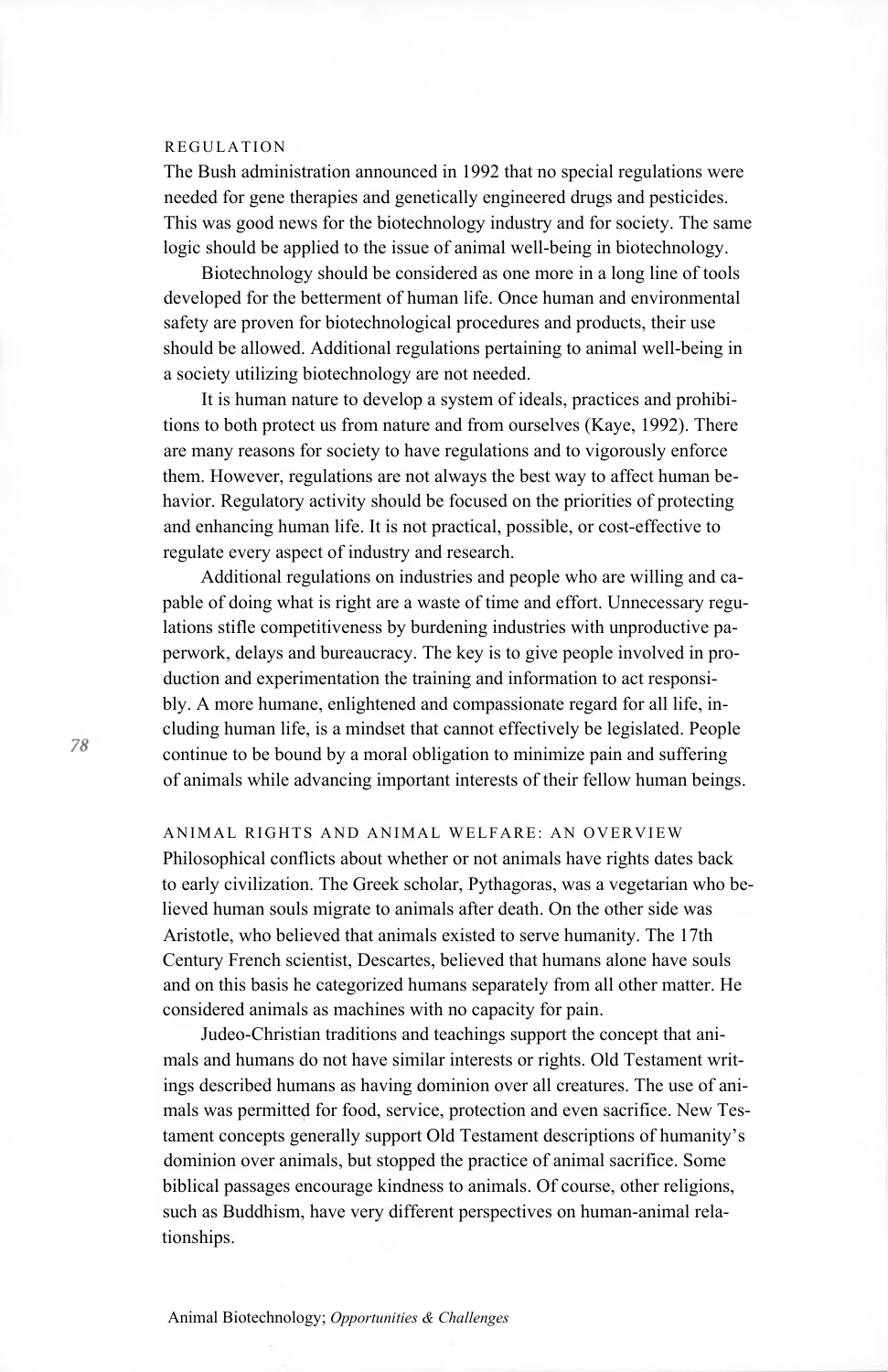## REGULATION

The Bush administration announced in 1992 that no special regulations were needed for gene therapies and genetically engineered drugs and pesticides. This was good news for the biotechnology industry and for society. The same logic should be applied to the issue of animal well-being in biotechnology.

Biotechnology should be considered as one more in a long line of tools developed for the betterment of human life. Once human and environmental safety are proven for biotechnological procedures and products, their use should be allowed. Additional regulations pertaining to animal well-being in a society utilizing biotechnology are not needed.

It is human nature to develop a system of ideals, practices and prohibitions to both protect us from nature and from ourselves (Kaye, 1992). There are many reasons for society to have regulations and to vigorously enforce them. However, regulations are not always the best way to affect human behavior. Regulatory activity should be focused on the priorities of protecting and enhancing human life. It is not practical, possible, or cost-effective to regulate every aspect of industry and research.

Additional regulations on industries and people who are willing and capable of doing what is right are a waste of time and effort. Unnecessary regulations stifle competitiveness by burdening industries with unproductive paperwork, delays and bureaucracy. The key is to give people involved in production and experimentation the training and information to act responsibly. A more humane, enlightened and compassionate regard for all life, including human life, is a mindset that cannot effectively be legislated. People continue to be bound by a moral obligation to minimize pain and suffering of animals while advancing important interests of their fellow human beings.

## ANIMAL RIGHTS AND ANIMAL WELFARE: AN OVERVIEW

Philosophical conflicts about whether or not animals have rights dates back to early civilization. The Greek scholar, Pythagoras, was a vegetarian who believed human souls migrate to animals after death. On the other side was Aristotle, who believed that animals existed to serve humanity. The 17th Century French scientist, Descartes, believed that humans alone have souls and on this basis he categorized humans separately from all other matter. He considered animals as machines with no capacity for pain.

Judeo-Christian traditions and teachings support the concept that animals and humans do not have similar interests or rights. Old Testament writings described humans as having dominion over all creatures. The use of animals was permitted for food, service, protection and even sacrifice. New Testament concepts generally support Old Testament descriptions of humanity's dominion over animals, but stopped the practice of animal sacrifice. Some biblical passages encourage kindness to animals. Of course, other religions, such as Buddhism, have very different perspectives on human-animal relationships.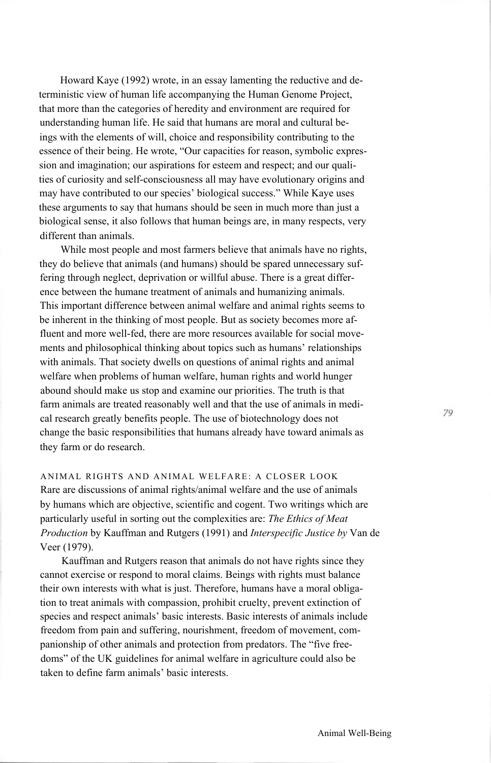Howard Kaye (1992) wrote, in an essay lamenting the reductive and deterministic view of human life accompanying the Human Genome Project, that more than the categories of heredity and environment are required for understanding human life. He said that humans are moral and cultural beings with the elements of will, choice and responsibility contributing to the essence of their being. He wrote, "Our capacities for reason, symbolic expression and imagination; our aspirations for esteem and respect; and our qualities of curiosity and self-consciousness all may have evolutionary origins and may have contributed to our species' biological success." While Kaye uses these arguments to say that humans should be seen in much more than just a biological sense, it also follows that human beings are, in many respects, very different than animals.

While most people and most farmers believe that animals have no rights, they do believe that animals (and humans) should be spared unnecessary suffering through neglect, deprivation or willful abuse. There is a great difference between the humane treatment of animals and humanizing animals. This important difference between animal welfare and animal rights seems to be inherent in the thinking of most people. But as society becomes more affluent and more well-fed, there are more resources available for social movements and philosophical thinking about topics such as humans' relationships with animals. That society dwells on questions of animal rights and animal welfare when problems of human welfare, human rights and world hunger abound should make us stop and examine our priorities. The truth is that farm animals are treated reasonably well and that the use of animals in medical research greatly benefits people. The use of biotechnology does not change the basic responsibilities that humans already have toward animals as they farm or do research.

## ANIMAL RIGHTS AND ANIMAL WELFARE: A CLOSER LOOK

Rare are discussions of animal rights/animal welfare and the use of animals by humans which are objective, scientific and cogent. Two writings which are particularly useful in sorting out the complexities are: *The Ethics of Meat Production* by Kauffman and Rutgers (1991) and *Interspecific Justice by* Van de Veer (1979).

Kauffman and Rutgers reason that animals do not have rights since they cannot exercise or respond to moral claims. Beings with rights must balance their own interests with what is just. Therefore, humans have a moral obligation to treat animals with compassion, prohibit cruelty, prevent extinction of species and respect animals' basic interests. Basic interests of animals include freedom from pain and suffering, nourishment, freedom of movement, companionship of other animals and protection from predators. The "five freedoms" of the UK guidelines for animal welfare in agriculture could also be taken to define farm animals' basic interests.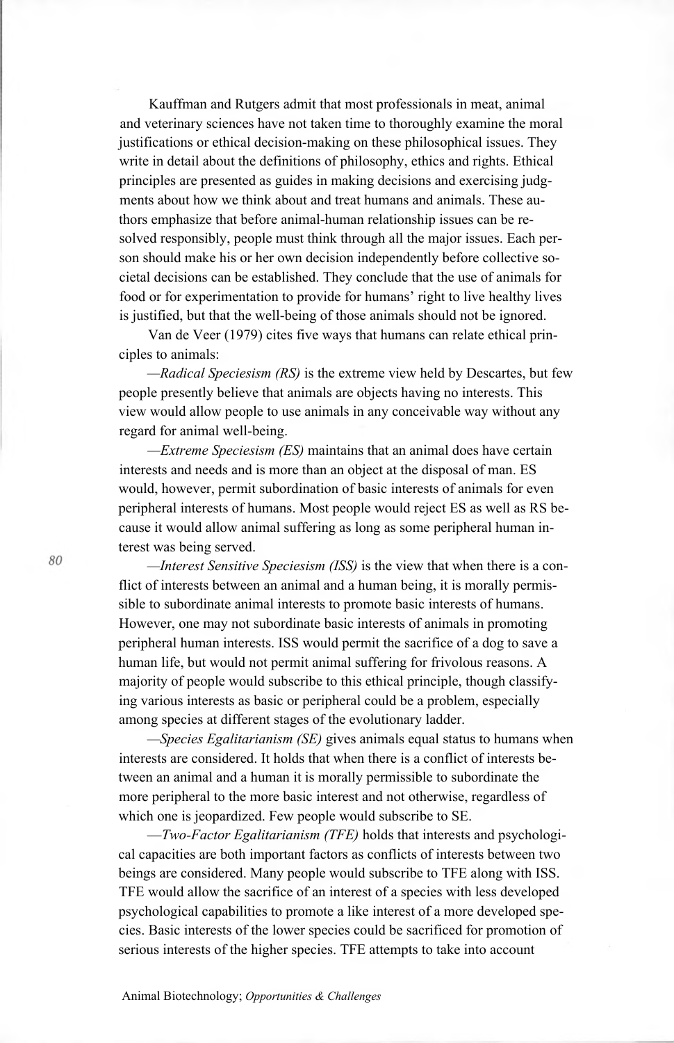Kauffman and Rutgers admit that most professionals in meat, animal and veterinary sciences have not taken time to thoroughly examine the moral justifications or ethical decision-making on these philosophical issues. They write in detail about the definitions of philosophy, ethics and rights. Ethical principles are presented as guides in making decisions and exercising judgments about how we think about and treat humans and animals. These authors emphasize that before animal-human relationship issues can be resolved responsibly, people must think through all the major issues. Each person should make his or her own decision independently before collective societal decisions can be established. They conclude that the use of animals for food or for experimentation to provide for humans' right to live healthy lives is justified, but that the well-being of those animals should not be ignored.

Van de Veer (1979) cites five ways that humans can relate ethical principles to animals:

—*Radical Speciesism (RS)* is the extreme view held by Descartes, but few people presently believe that animals are objects having no interests. This view would allow people to use animals in any conceivable way without any regard for animal well-being.

—*Extreme Speciesism (ES)* maintains that an animal does have certain interests and needs and is more than an object at the disposal of man. ES would, however, permit subordination of basic interests of animals for even peripheral interests of humans. Most people would reject ES as well as RS because it would allow animal suffering as long as some peripheral human interest was being served.

—*Interest Sensitive Speciesism (ISS)* is the view that when there is a conflict of interests between an animal and a human being, it is morally permissible to subordinate animal interests to promote basic interests of humans. However, one may not subordinate basic interests of animals in promoting peripheral human interests. ISS would permit the sacrifice of a dog to save a human life, but would not permit animal suffering for frivolous reasons. A majority of people would subscribe to this ethical principle, though classifying various interests as basic or peripheral could be a problem, especially among species at different stages of the evolutionary ladder.

—*Species Egalitarianism (SE)* gives animals equal status to humans when interests are considered. It holds that when there is a conflict of interests between an animal and a human it is morally permissible to subordinate the more peripheral to the more basic interest and not otherwise, regardless of which one is jeopardized. Few people would subscribe to SE.

—*Two-Factor Egalitarianism (TFE)* holds that interests and psychological capacities are both important factors as conflicts of interests between two beings are considered. Many people would subscribe to TFE along with ISS. TFE would allow the sacrifice of an interest of a species with less developed psychological capabilities to promote a like interest of a more developed species. Basic interests of the lower species could be sacrificed for promotion of serious interests of the higher species. TFE attempts to take into account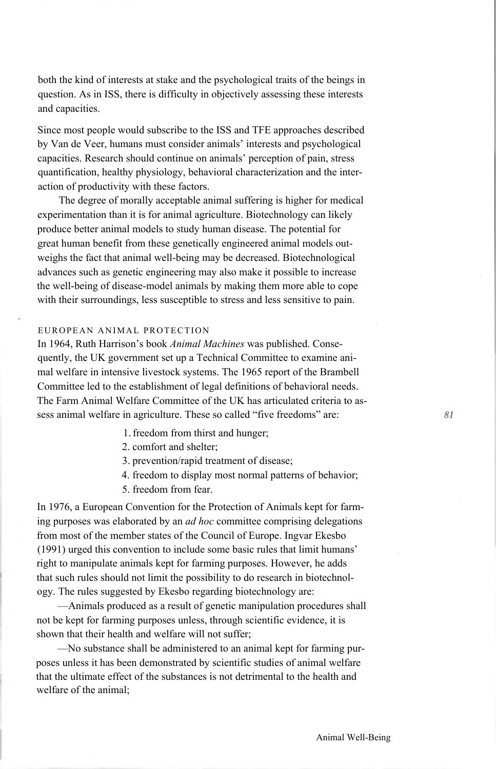both the kind of interests at stake and the psychological traits of the beings in question. As in ISS, there is difficulty in objectively assessing these interests and capacities.

Since most people would subscribe to the ISS and TFE approaches described by Van de Veer, humans must consider animals' interests and psychological capacities. Research should continue on animals' perception of pain, stress quantification, healthy physiology, behavioral characterization and the interaction of productivity with these factors.

The degree of morally acceptable animal suffering is higher for medical experimentation than it is for animal agriculture. Biotechnology can likely produce better animal models to study human disease. The potential for great human benefit from these genetically engineered animal models outweighs the fact that animal well-being may be decreased. Biotechnological advances such as genetic engineering may also make it possible to increase the well-being of disease-model animals by making them more able to cope with their surroundings, less susceptible to stress and less sensitive to pain.

## EUROPEAN ANIMAL PROTECTION

In 1964, Ruth Harrison's book *Animal Machines* was published. Consequently, the UK government set up a Technical Committee to examine animal welfare in intensive livestock systems. The 1965 report of the Brambell Committee led to the establishment of legal definitions of behavioral needs. The Farm Animal Welfare Committee of the UK has articulated criteria to assess animal welfare in agriculture. These so called "five freedoms" are:

1. freedom from thirst and hunger;
2. comfort and shelter;
3. prevention/rapid treatment of disease;
4. freedom to display most normal patterns of behavior;
5. freedom from fear.

In 1976, a European Convention for the Protection of Animals kept for farming purposes was elaborated by an *ad hoc* committee comprising delegations from most of the member states of the Council of Europe. Ingvar Ekesbo (1991) urged this convention to include some basic rules that limit humans' right to manipulate animals kept for farming purposes. However, he adds that such rules should not limit the possibility to do research in biotechnology. The rules suggested by Ekesbo regarding biotechnology are:

—Animals produced as a result of genetic manipulation procedures shall not be kept for farming purposes unless, through scientific evidence, it is shown that their health and welfare will not suffer;

—No substance shall be administered to an animal kept for farming purposes unless it has been demonstrated by scientific studies of animal welfare that the ultimate effect of the substances is not detrimental to the health and welfare of the animal;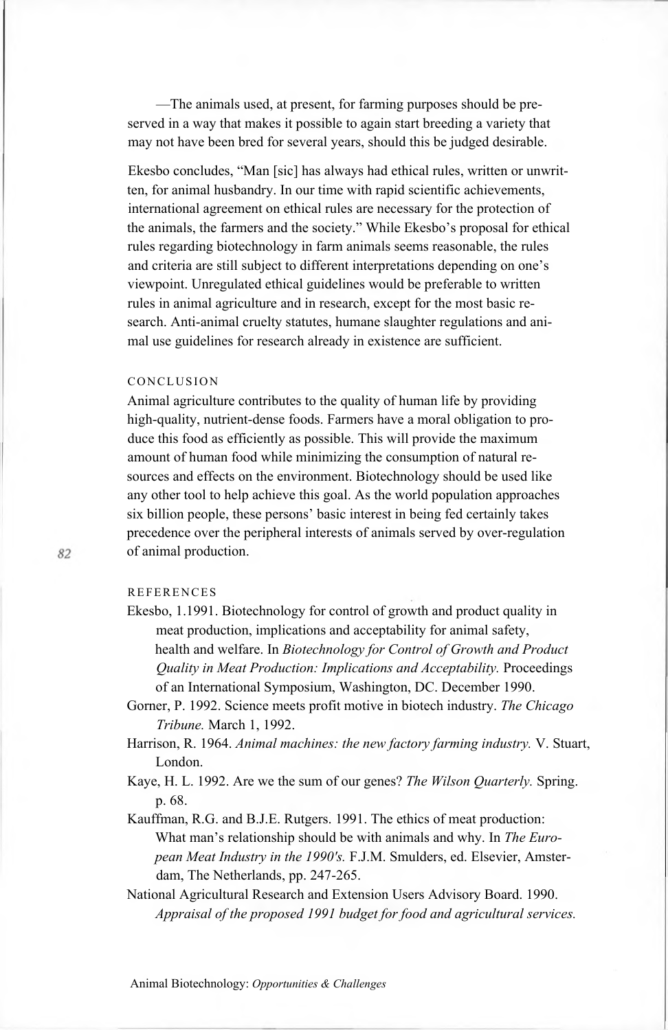—The animals used, at present, for farming purposes should be preserved in a way that makes it possible to again start breeding a variety that may not have been bred for several years, should this be judged desirable.

Ekesbo concludes, "Man [sic] has always had ethical rules, written or unwritten, for animal husbandry. In our time with rapid scientific achievements, international agreement on ethical rules are necessary for the protection of the animals, the farmers and the society." While Ekesbo's proposal for ethical rules regarding biotechnology in farm animals seems reasonable, the rules and criteria are still subject to different interpretations depending on one's viewpoint. Unregulated ethical guidelines would be preferable to written rules in animal agriculture and in research, except for the most basic research. Anti-animal cruelty statutes, humane slaughter regulations and animal use guidelines for research already in existence are sufficient.

## CONCLUSION

Animal agriculture contributes to the quality of human life by providing high-quality, nutrient-dense foods. Farmers have a moral obligation to produce this food as efficiently as possible. This will provide the maximum amount of human food while minimizing the consumption of natural resources and effects on the environment. Biotechnology should be used like any other tool to help achieve this goal. As the world population approaches six billion people, these persons' basic interest in being fed certainly takes precedence over the peripheral interests of animals served by over-regulation of animal production.

## REFERENCES

Ekesbo, 1.1991. Biotechnology for control of growth and product quality in meat production, implications and acceptability for animal safety, health and welfare. In *Biotechnology for Control of Growth and Product Quality in Meat Production: Implications and Acceptability.* Proceedings of an International Symposium, Washington, DC. December 1990.

Gorner, P. 1992. Science meets profit motive in biotech industry. *The Chicago Tribune.* March 1, 1992.

Harrison, R. 1964. *Animal machines: the new factory farming industry.* V. Stuart, London.

Kaye, H. L. 1992. Are we the sum of our genes? *The Wilson Quarterly.* Spring. p. 68.

Kauffman, R.G. and B.J.E. Rutgers. 1991. The ethics of meat production: What man's relationship should be with animals and why. In *The European Meat Industry in the 1990's.* F.J.M. Smulders, ed. Elsevier, Amsterdam, The Netherlands, pp. 247-265.

National Agricultural Research and Extension Users Advisory Board. 1990. *Appraisal of the proposed 1991 budget for food and agricultural services.*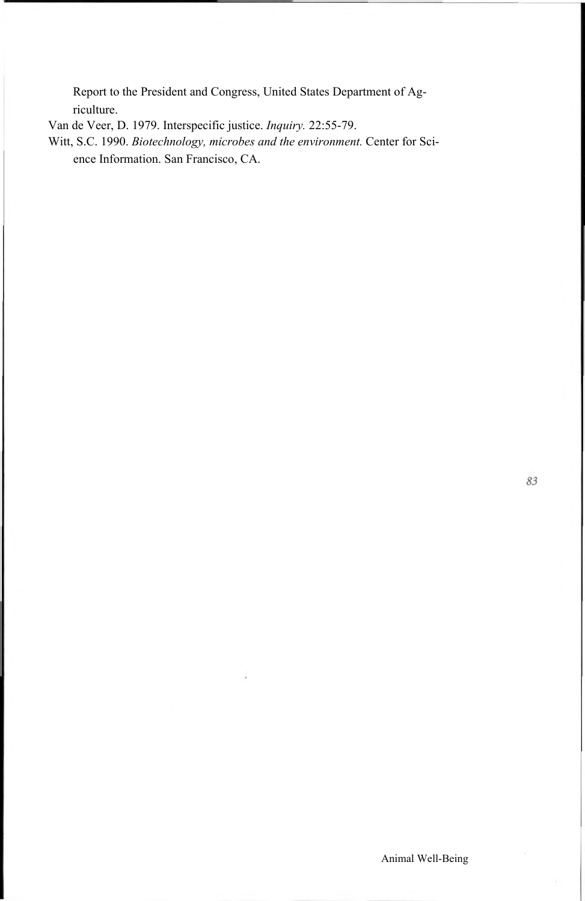Report to the President and Congress, United States Department of Agriculture.

Van de Veer, D. 1979. Interspecific justice. *Inquiry.* 22:55-79.

Witt, S.C. 1990. *Biotechnology, microbes and the environment.* Center for Science Information. San Francisco, CA.